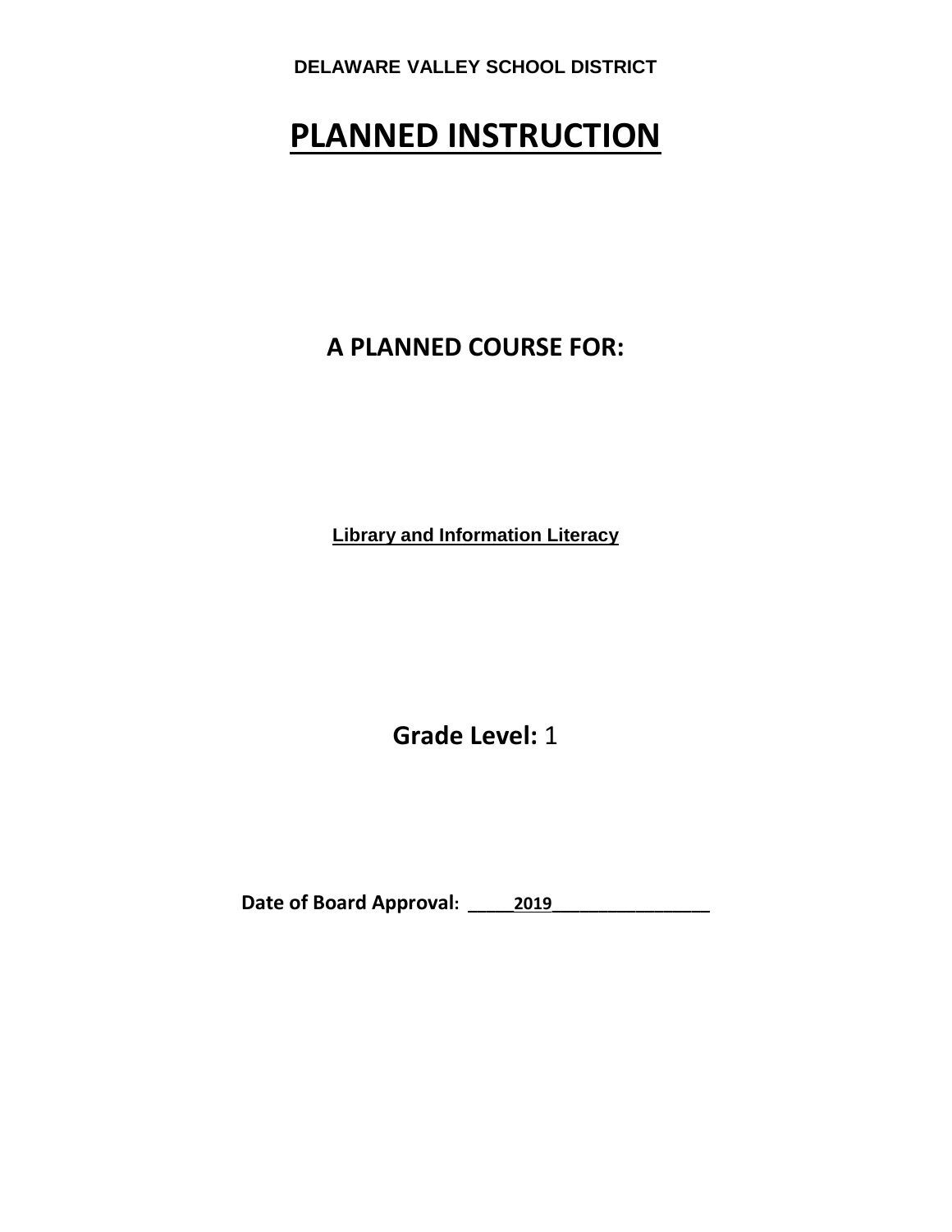**DELAWARE VALLEY SCHOOL DISTRICT**

# PLANNED INSTRUCTION

## A PLANNED COURSE FOR:

**Library and Information Literacy**

**Grade Level:** 1

**Date of Board Approval:** _____2019_________________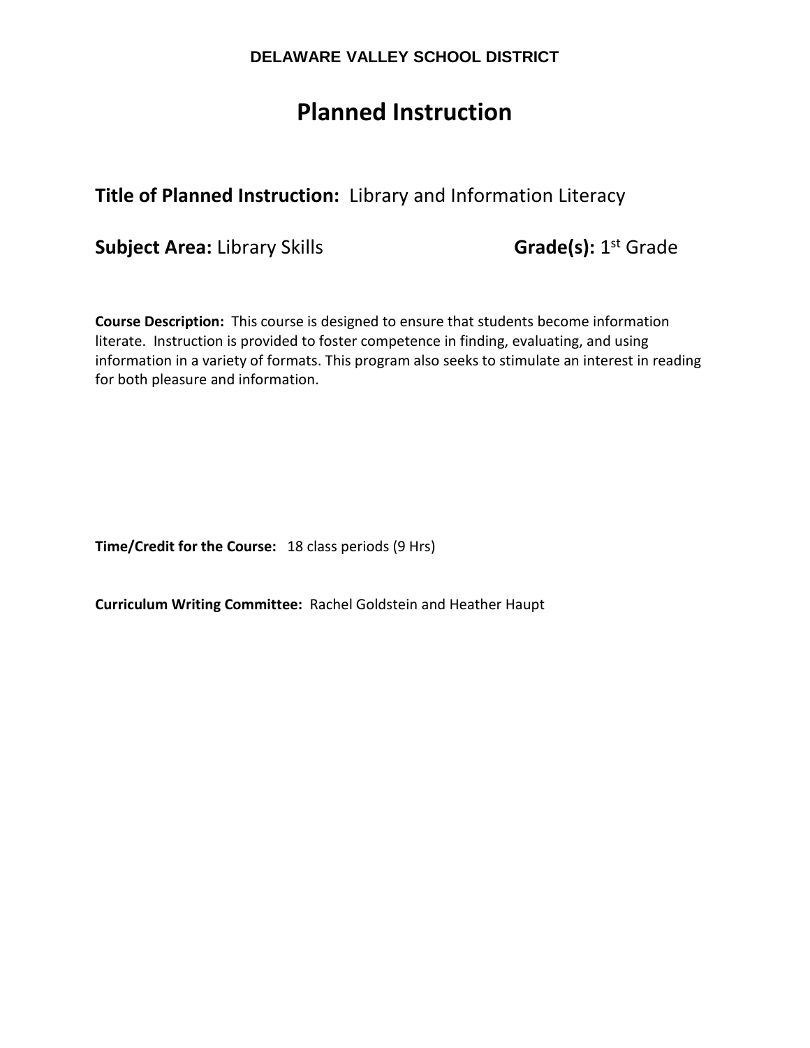**DELAWARE VALLEY SCHOOL DISTRICT**

# Planned Instruction

## Title of Planned Instruction: Library and Information Literacy

**Subject Area:** Library Skills **Grade(s):** 1st Grade

**Course Description:** This course is designed to ensure that students become information literate. Instruction is provided to foster competence in finding, evaluating, and using information in a variety of formats. This program also seeks to stimulate an interest in reading for both pleasure and information.

**Time/Credit for the Course:** 18 class periods (9 Hrs)

**Curriculum Writing Committee:** Rachel Goldstein and Heather Haupt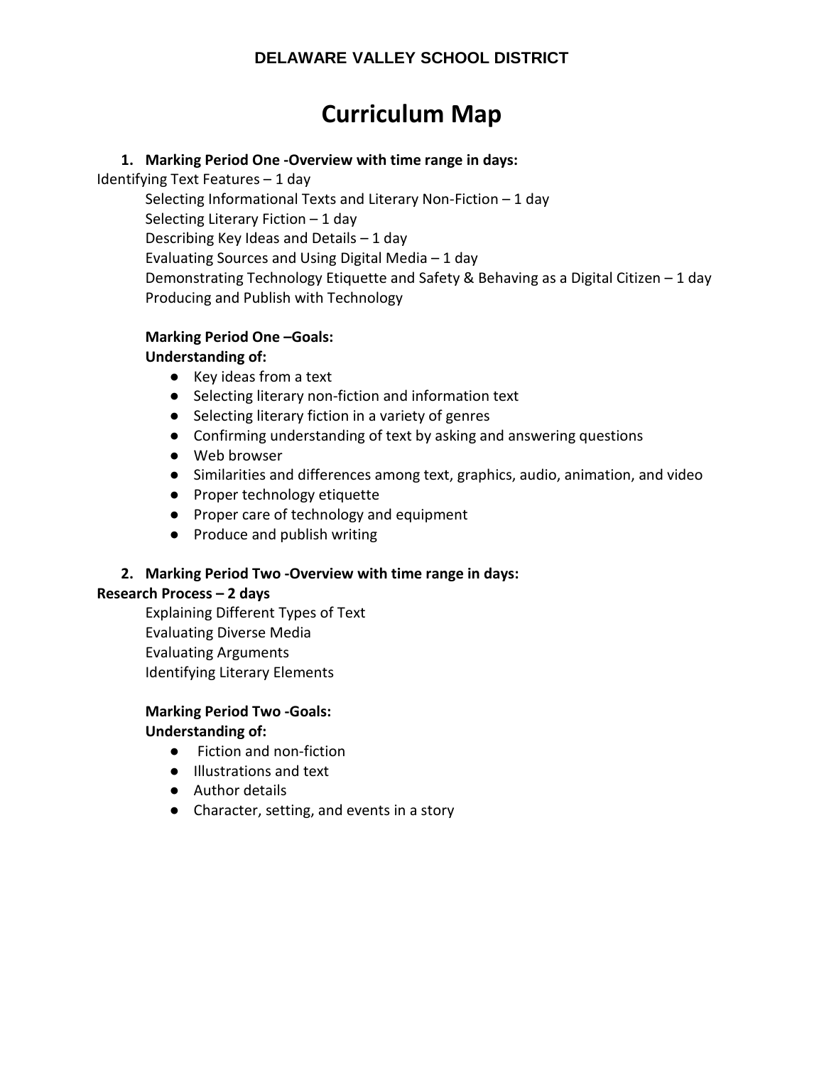**DELAWARE VALLEY SCHOOL DISTRICT**

# Curriculum Map

1. **Marking Period One -Overview with time range in days:**

Identifying Text Features – 1 day

Selecting Informational Texts and Literary Non-Fiction – 1 day
Selecting Literary Fiction – 1 day
Describing Key Ideas and Details – 1 day
Evaluating Sources and Using Digital Media – 1 day
Demonstrating Technology Etiquette and Safety & Behaving as a Digital Citizen – 1 day
Producing and Publish with Technology

**Marking Period One –Goals:**
**Understanding of:**

- Key ideas from a text
- Selecting literary non-fiction and information text
- Selecting literary fiction in a variety of genres
- Confirming understanding of text by asking and answering questions
- Web browser
- Similarities and differences among text, graphics, audio, animation, and video
- Proper technology etiquette
- Proper care of technology and equipment
- Produce and publish writing

2. **Marking Period Two -Overview with time range in days:**

**Research Process – 2 days**

Explaining Different Types of Text
Evaluating Diverse Media
Evaluating Arguments
Identifying Literary Elements

**Marking Period Two -Goals:**
**Understanding of:**

- Fiction and non-fiction
- Illustrations and text
- Author details
- Character, setting, and events in a story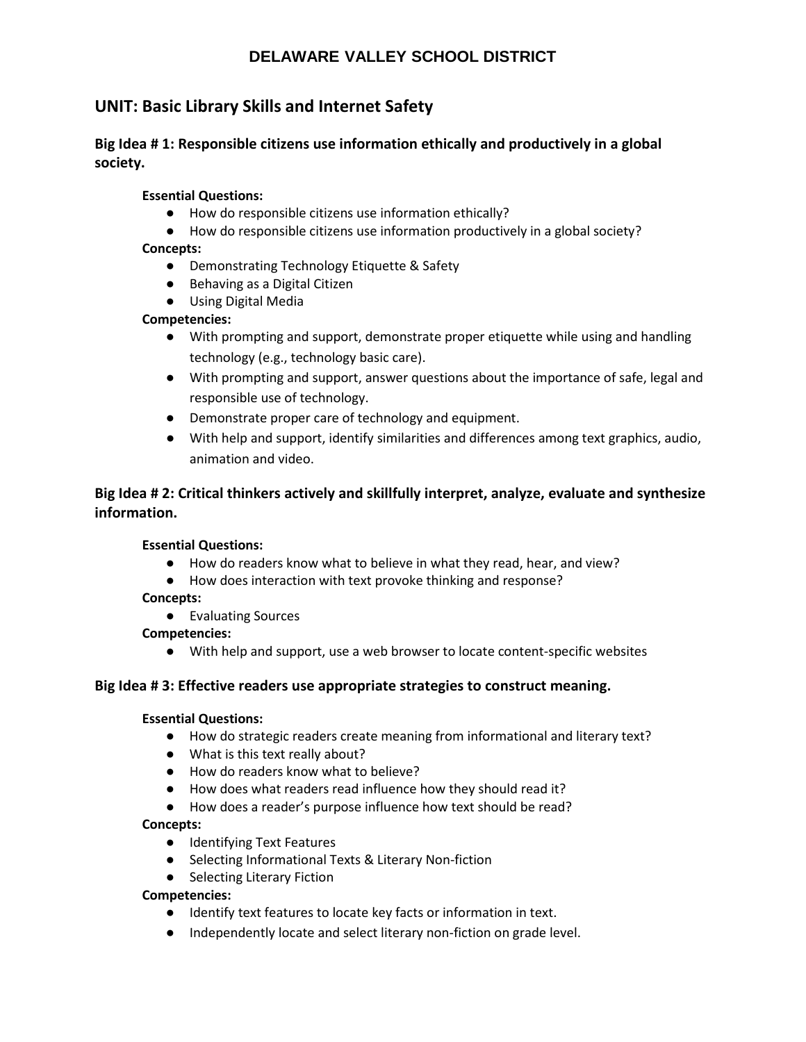# DELAWARE VALLEY SCHOOL DISTRICT

## UNIT: Basic Library Skills and Internet Safety

### Big Idea # 1: Responsible citizens use information ethically and productively in a global society.

**Essential Questions:**

- How do responsible citizens use information ethically?
- How do responsible citizens use information productively in a global society?

**Concepts:**

- Demonstrating Technology Etiquette & Safety
- Behaving as a Digital Citizen
- Using Digital Media

**Competencies:**

- With prompting and support, demonstrate proper etiquette while using and handling technology (e.g., technology basic care).
- With prompting and support, answer questions about the importance of safe, legal and responsible use of technology.
- Demonstrate proper care of technology and equipment.
- With help and support, identify similarities and differences among text graphics, audio, animation and video.

### Big Idea # 2: Critical thinkers actively and skillfully interpret, analyze, evaluate and synthesize information.

**Essential Questions:**

- How do readers know what to believe in what they read, hear, and view?
- How does interaction with text provoke thinking and response?

**Concepts:**

- Evaluating Sources

**Competencies:**

- With help and support, use a web browser to locate content-specific websites

### Big Idea # 3: Effective readers use appropriate strategies to construct meaning.

**Essential Questions:**

- How do strategic readers create meaning from informational and literary text?
- What is this text really about?
- How do readers know what to believe?
- How does what readers read influence how they should read it?
- How does a reader's purpose influence how text should be read?

**Concepts:**

- Identifying Text Features
- Selecting Informational Texts & Literary Non-fiction
- Selecting Literary Fiction

**Competencies:**

- Identify text features to locate key facts or information in text.
- Independently locate and select literary non-fiction on grade level.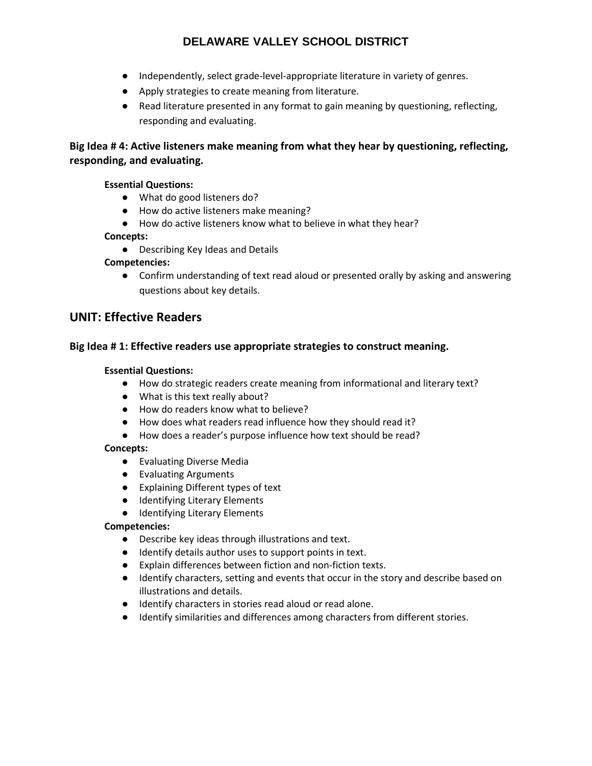- Independently, select grade-level-appropriate literature in variety of genres.
- Apply strategies to create meaning from literature.
- Read literature presented in any format to gain meaning by questioning, reflecting, responding and evaluating.

**Big Idea # 4: Active listeners make meaning from what they hear by questioning, reflecting, responding, and evaluating.**

**Essential Questions:**

- What do good listeners do?
- How do active listeners make meaning?
- How do active listeners know what to believe in what they hear?

**Concepts:**

- Describing Key Ideas and Details

**Competencies:**

- Confirm understanding of text read aloud or presented orally by asking and answering questions about key details.

## UNIT: Effective Readers

**Big Idea # 1: Effective readers use appropriate strategies to construct meaning.**

**Essential Questions:**

- How do strategic readers create meaning from informational and literary text?
- What is this text really about?
- How do readers know what to believe?
- How does what readers read influence how they should read it?
- How does a reader's purpose influence how text should be read?

**Concepts:**

- Evaluating Diverse Media
- Evaluating Arguments
- Explaining Different types of text
- Identifying Literary Elements
- Identifying Literary Elements

**Competencies:**

- Describe key ideas through illustrations and text.
- Identify details author uses to support points in text.
- Explain differences between fiction and non-fiction texts.
- Identify characters, setting and events that occur in the story and describe based on illustrations and details.
- Identify characters in stories read aloud or read alone.
- Identify similarities and differences among characters from different stories.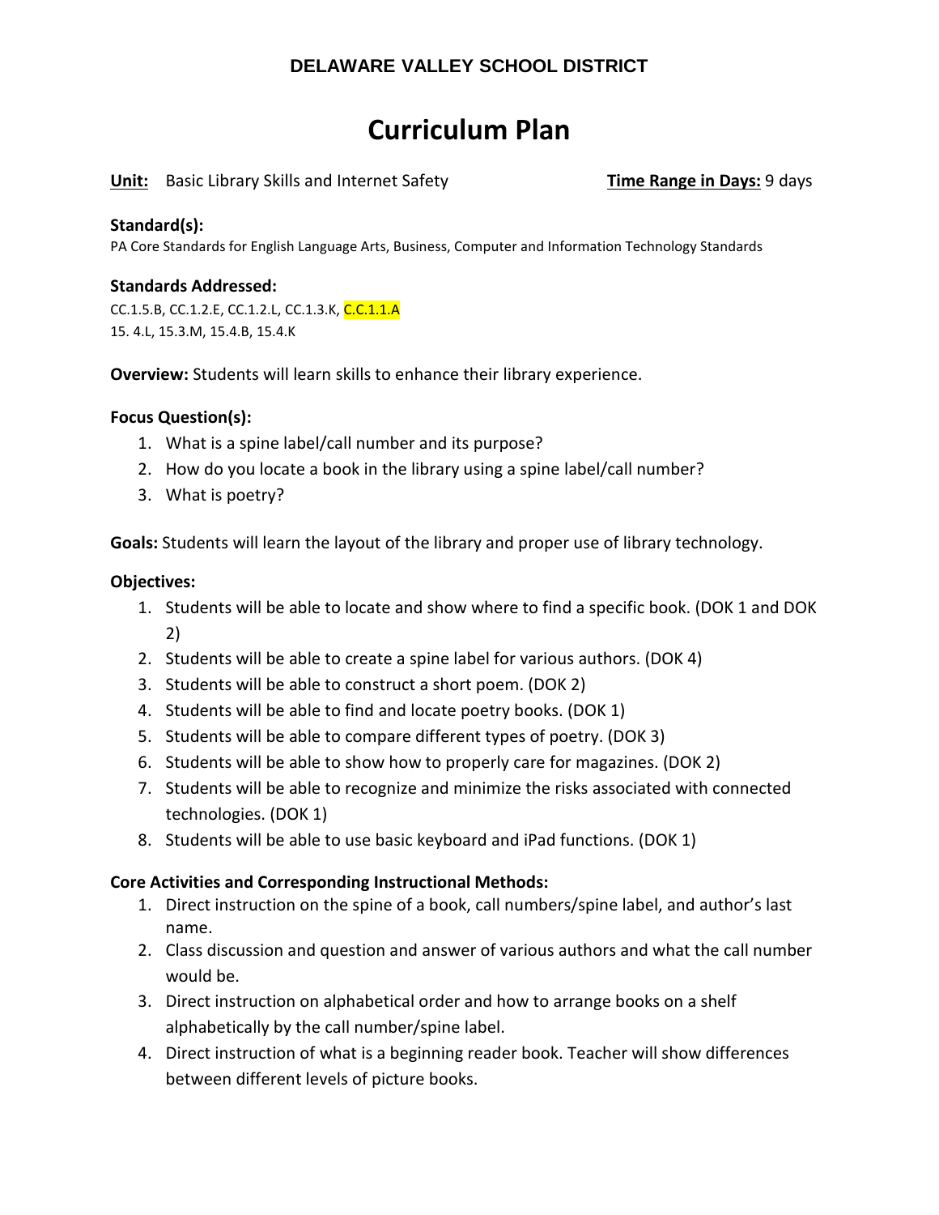**DELAWARE VALLEY SCHOOL DISTRICT**

# Curriculum Plan

**Unit:** Basic Library Skills and Internet Safety **Time Range in Days:** 9 days

**Standard(s):**
PA Core Standards for English Language Arts, Business, Computer and Information Technology Standards

**Standards Addressed:**
CC.1.5.B, CC.1.2.E, CC.1.2.L, CC.1.3.K, C.C.1.1.A
15. 4.L, 15.3.M, 15.4.B, 15.4.K

**Overview:** Students will learn skills to enhance their library experience.

**Focus Question(s):**

1. What is a spine label/call number and its purpose?
2. How do you locate a book in the library using a spine label/call number?
3. What is poetry?

**Goals:** Students will learn the layout of the library and proper use of library technology.

**Objectives:**

1. Students will be able to locate and show where to find a specific book. (DOK 1 and DOK 2)
2. Students will be able to create a spine label for various authors. (DOK 4)
3. Students will be able to construct a short poem. (DOK 2)
4. Students will be able to find and locate poetry books. (DOK 1)
5. Students will be able to compare different types of poetry. (DOK 3)
6. Students will be able to show how to properly care for magazines. (DOK 2)
7. Students will be able to recognize and minimize the risks associated with connected technologies. (DOK 1)
8. Students will be able to use basic keyboard and iPad functions. (DOK 1)

**Core Activities and Corresponding Instructional Methods:**

1. Direct instruction on the spine of a book, call numbers/spine label, and author's last name.
2. Class discussion and question and answer of various authors and what the call number would be.
3. Direct instruction on alphabetical order and how to arrange books on a shelf alphabetically by the call number/spine label.
4. Direct instruction of what is a beginning reader book. Teacher will show differences between different levels of picture books.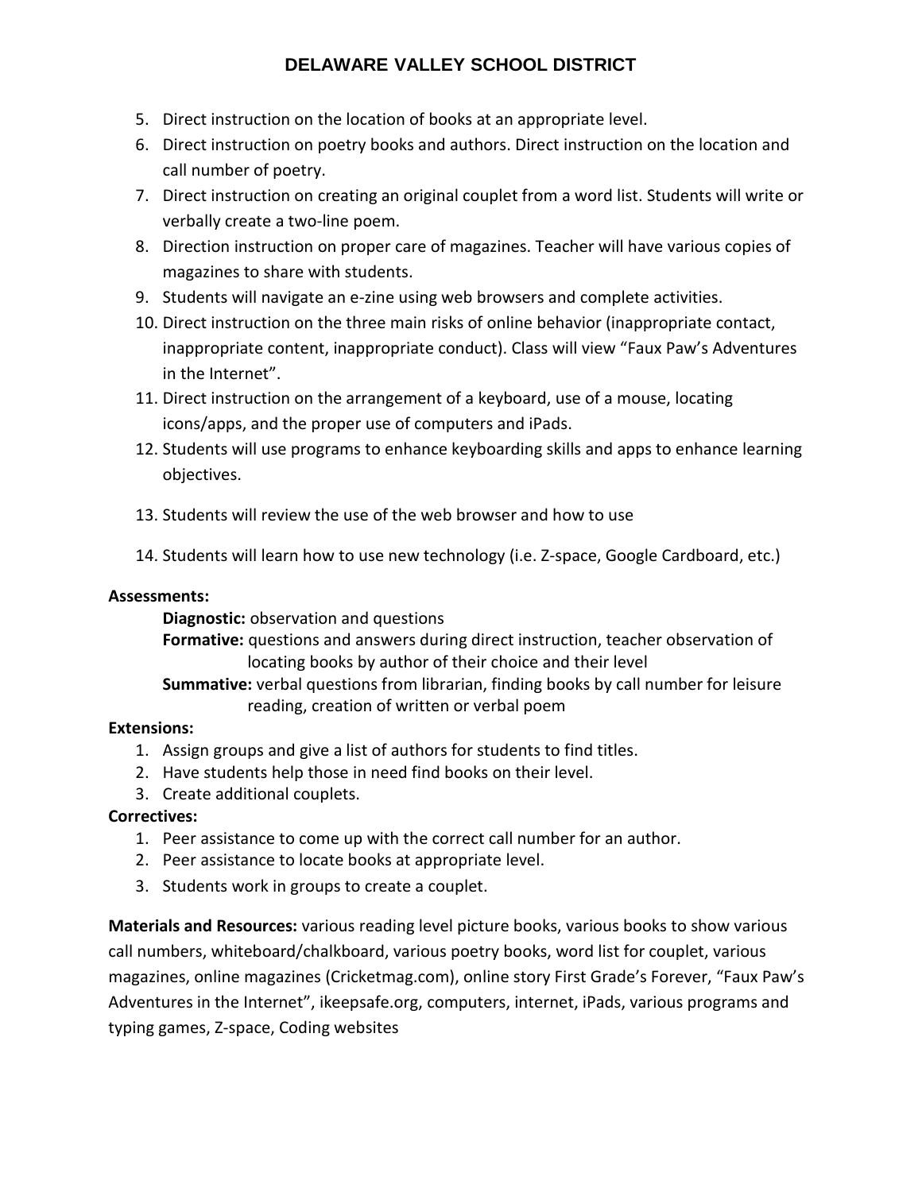5. Direct instruction on the location of books at an appropriate level.
6. Direct instruction on poetry books and authors. Direct instruction on the location and call number of poetry.
7. Direct instruction on creating an original couplet from a word list. Students will write or verbally create a two-line poem.
8. Direction instruction on proper care of magazines. Teacher will have various copies of magazines to share with students.
9. Students will navigate an e-zine using web browsers and complete activities.
10. Direct instruction on the three main risks of online behavior (inappropriate contact, inappropriate content, inappropriate conduct). Class will view "Faux Paw's Adventures in the Internet".
11. Direct instruction on the arrangement of a keyboard, use of a mouse, locating icons/apps, and the proper use of computers and iPads.
12. Students will use programs to enhance keyboarding skills and apps to enhance learning objectives.
13. Students will review the use of the web browser and how to use
14. Students will learn how to use new technology (i.e. Z-space, Google Cardboard, etc.)

**Assessments:**

**Diagnostic:** observation and questions

**Formative:** questions and answers during direct instruction, teacher observation of locating books by author of their choice and their level

**Summative:** verbal questions from librarian, finding books by call number for leisure reading, creation of written or verbal poem

**Extensions:**

1. Assign groups and give a list of authors for students to find titles.
2. Have students help those in need find books on their level.
3. Create additional couplets.

**Correctives:**

1. Peer assistance to come up with the correct call number for an author.
2. Peer assistance to locate books at appropriate level.
3. Students work in groups to create a couplet.

**Materials and Resources:** various reading level picture books, various books to show various call numbers, whiteboard/chalkboard, various poetry books, word list for couplet, various magazines, online magazines (Cricketmag.com), online story First Grade's Forever, "Faux Paw's Adventures in the Internet", ikeepsafe.org, computers, internet, iPads, various programs and typing games, Z-space, Coding websites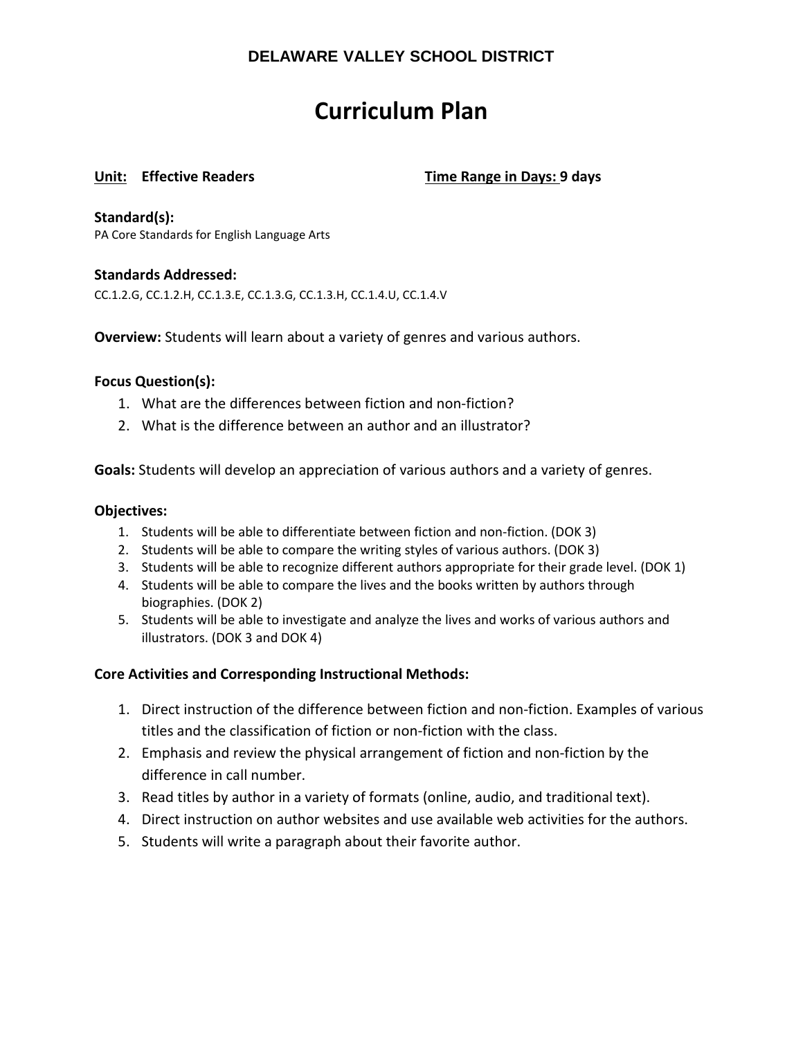**DELAWARE VALLEY SCHOOL DISTRICT**

# Curriculum Plan

**Unit: Effective Readers** **Time Range in Days: 9 days**

**Standard(s):**
PA Core Standards for English Language Arts

**Standards Addressed:**
CC.1.2.G, CC.1.2.H, CC.1.3.E, CC.1.3.G, CC.1.3.H, CC.1.4.U, CC.1.4.V

**Overview:** Students will learn about a variety of genres and various authors.

**Focus Question(s):**

1. What are the differences between fiction and non-fiction?
2. What is the difference between an author and an illustrator?

**Goals:** Students will develop an appreciation of various authors and a variety of genres.

**Objectives:**

1. Students will be able to differentiate between fiction and non-fiction. (DOK 3)
2. Students will be able to compare the writing styles of various authors. (DOK 3)
3. Students will be able to recognize different authors appropriate for their grade level. (DOK 1)
4. Students will be able to compare the lives and the books written by authors through biographies. (DOK 2)
5. Students will be able to investigate and analyze the lives and works of various authors and illustrators. (DOK 3 and DOK 4)

**Core Activities and Corresponding Instructional Methods:**

1. Direct instruction of the difference between fiction and non-fiction. Examples of various titles and the classification of fiction or non-fiction with the class.
2. Emphasis and review the physical arrangement of fiction and non-fiction by the difference in call number.
3. Read titles by author in a variety of formats (online, audio, and traditional text).
4. Direct instruction on author websites and use available web activities for the authors.
5. Students will write a paragraph about their favorite author.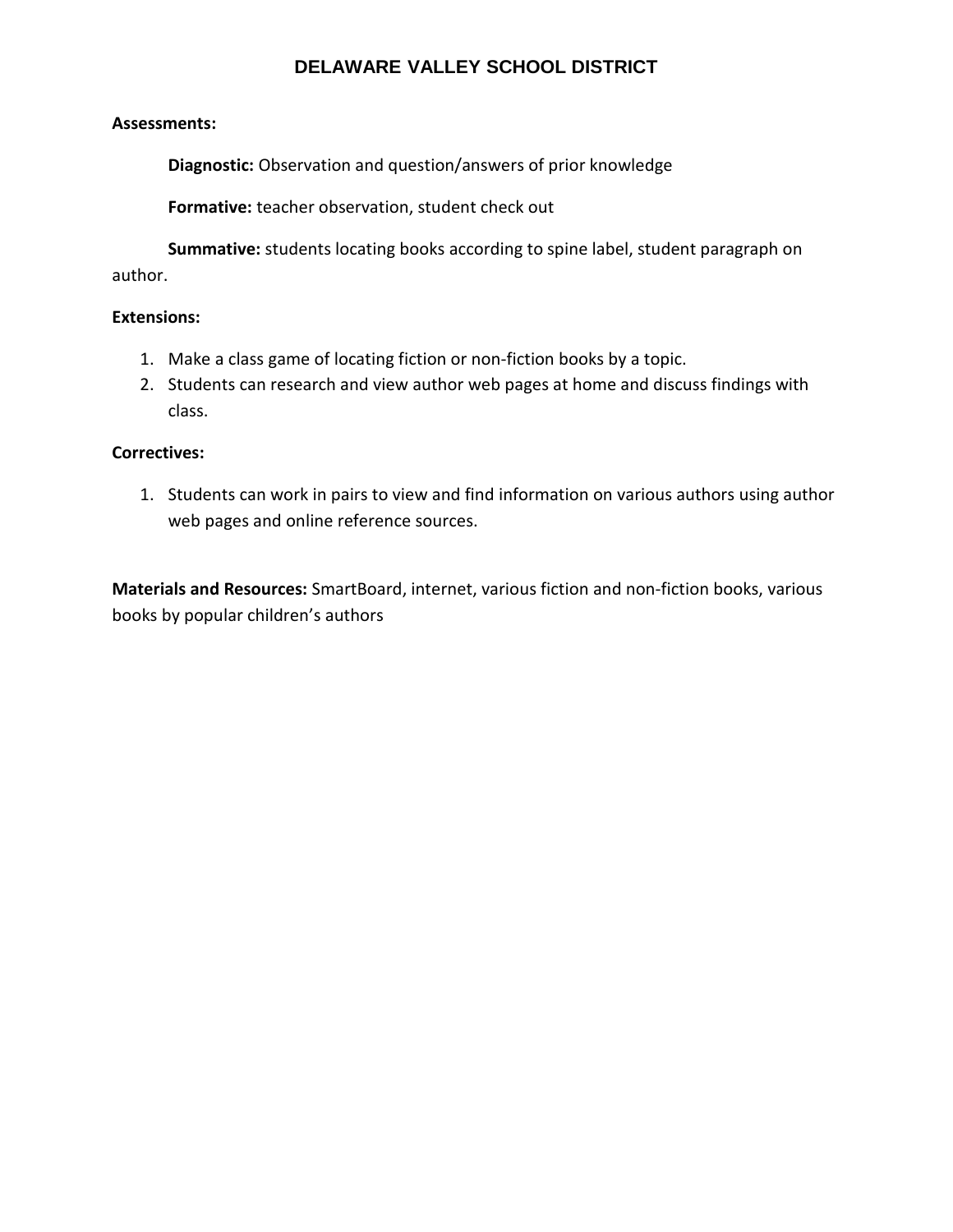**Assessments:**

**Diagnostic:** Observation and question/answers of prior knowledge

**Formative:** teacher observation, student check out

**Summative:** students locating books according to spine label, student paragraph on author.

**Extensions:**

1. Make a class game of locating fiction or non-fiction books by a topic.
2. Students can research and view author web pages at home and discuss findings with class.

**Correctives:**

1. Students can work in pairs to view and find information on various authors using author web pages and online reference sources.

**Materials and Resources:** SmartBoard, internet, various fiction and non-fiction books, various books by popular children's authors